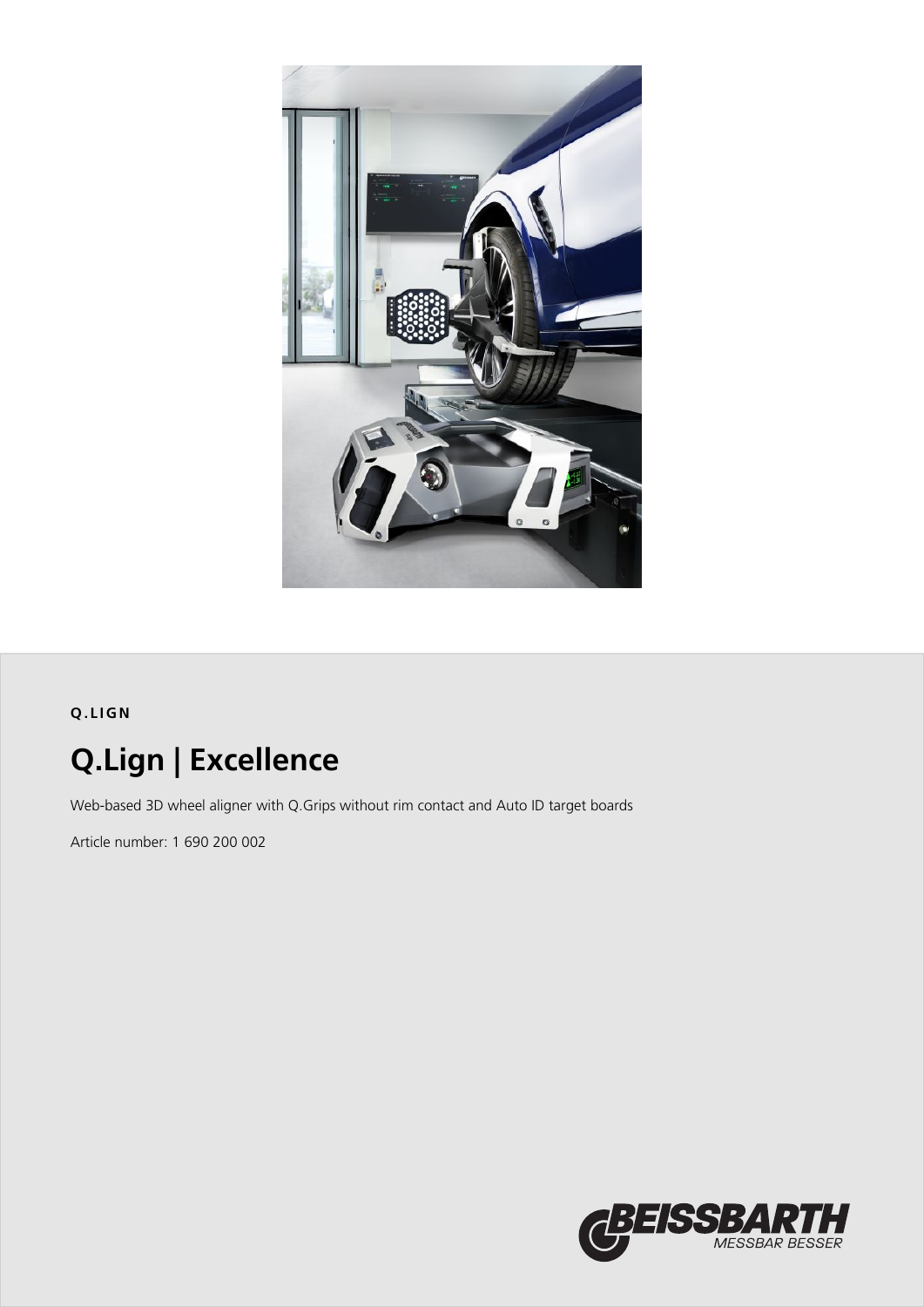**Q.LIGN**

# Q.Lign | Excellence

Web-based 3D wheel aligner with Q.Grips without rim contact and Auto ID target boards

Article number: 1 690 200 002

BEISSBARTH MESSBAR BESSER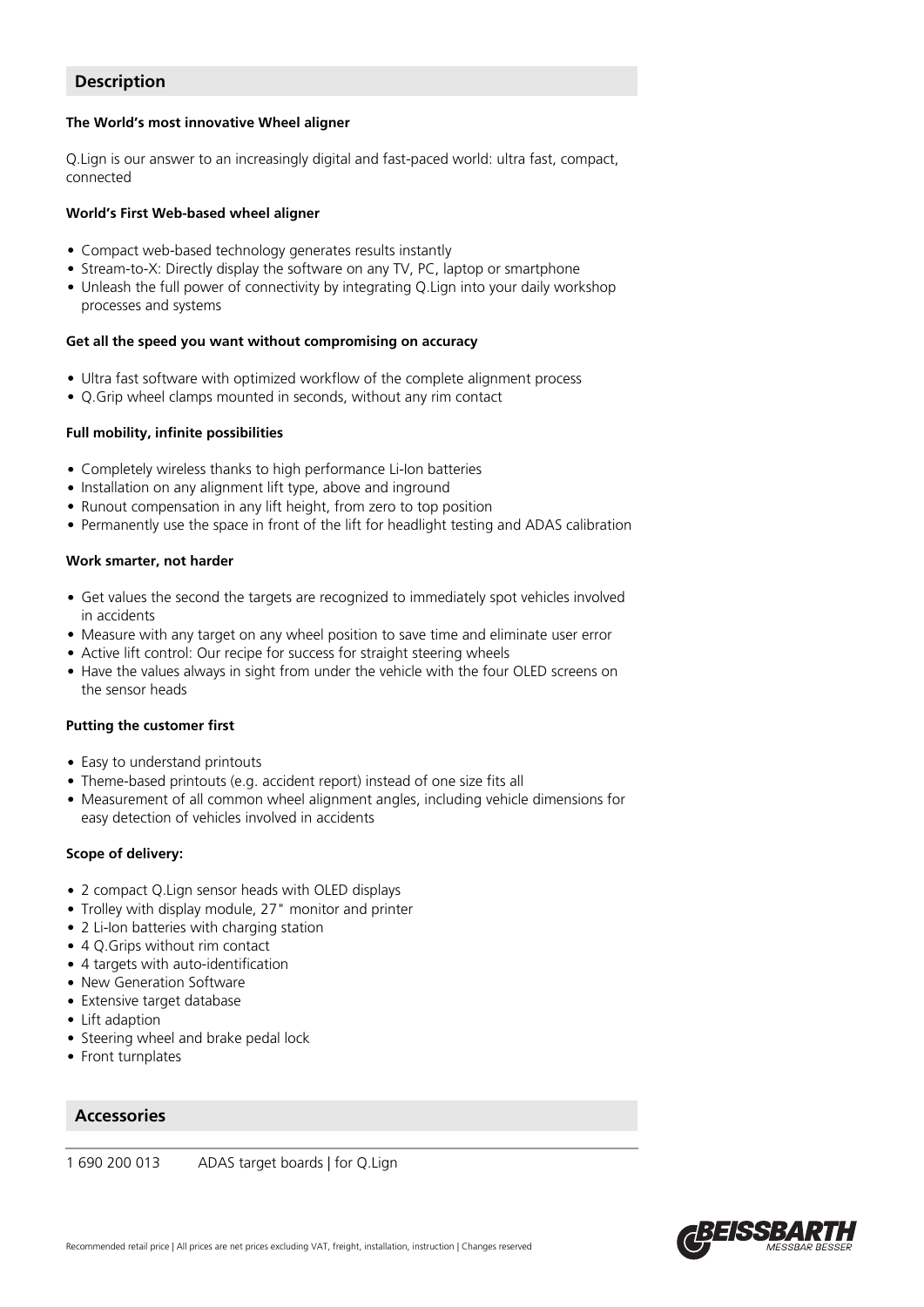## Description

**The World's most innovative Wheel aligner**

Q.Lign is our answer to an increasingly digital and fast-paced world: ultra fast, compact, connected

**World's First Web-based wheel aligner**

- Compact web-based technology generates results instantly
- Stream-to-X: Directly display the software on any TV, PC, laptop or smartphone
- Unleash the full power of connectivity by integrating Q.Lign into your daily workshop processes and systems

**Get all the speed you want without compromising on accuracy**

- Ultra fast software with optimized workflow of the complete alignment process
- Q.Grip wheel clamps mounted in seconds, without any rim contact

**Full mobility, infinite possibilities**

- Completely wireless thanks to high performance Li-Ion batteries
- Installation on any alignment lift type, above and inground
- Runout compensation in any lift height, from zero to top position
- Permanently use the space in front of the lift for headlight testing and ADAS calibration

**Work smarter, not harder**

- Get values the second the targets are recognized to immediately spot vehicles involved in accidents
- Measure with any target on any wheel position to save time and eliminate user error
- Active lift control: Our recipe for success for straight steering wheels
- Have the values always in sight from under the vehicle with the four OLED screens on the sensor heads

**Putting the customer first**

- Easy to understand printouts
- Theme-based printouts (e.g. accident report) instead of one size fits all
- Measurement of all common wheel alignment angles, including vehicle dimensions for easy detection of vehicles involved in accidents

**Scope of delivery:**

- 2 compact Q.Lign sensor heads with OLED displays
- Trolley with display module, 27" monitor and printer
- 2 Li-Ion batteries with charging station
- 4 Q.Grips without rim contact
- 4 targets with auto-identification
- New Generation Software
- Extensive target database
- Lift adaption
- Steering wheel and brake pedal lock
- Front turnplates

## Accessories

| | |
|---|---|
| 1 690 200 013 | ADAS target boards \| for Q.Lign |

Recommended retail price | All prices are net prices excluding VAT, freight, installation, instruction | Changes reserved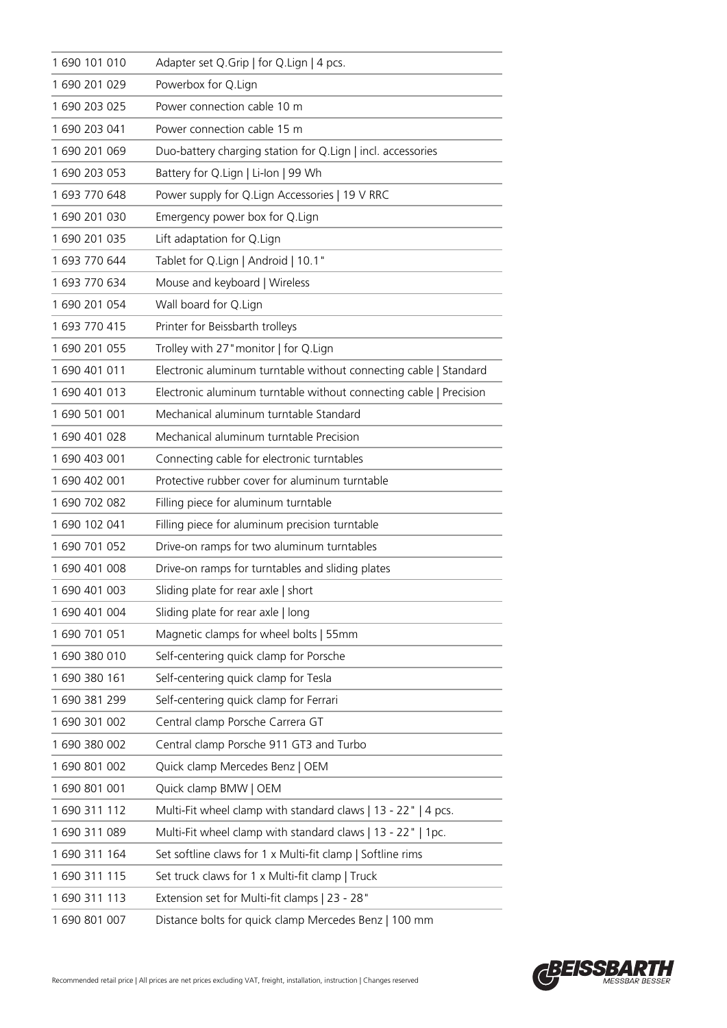| | |
|---|---|
| 1 690 101 010 | Adapter set Q.Grip \| for Q.Lign \| 4 pcs. |
| 1 690 201 029 | Powerbox for Q.Lign |
| 1 690 203 025 | Power connection cable 10 m |
| 1 690 203 041 | Power connection cable 15 m |
| 1 690 201 069 | Duo-battery charging station for Q.Lign \| incl. accessories |
| 1 690 203 053 | Battery for Q.Lign \| Li-Ion \| 99 Wh |
| 1 693 770 648 | Power supply for Q.Lign Accessories \| 19 V RRC |
| 1 690 201 030 | Emergency power box for Q.Lign |
| 1 690 201 035 | Lift adaptation for Q.Lign |
| 1 693 770 644 | Tablet for Q.Lign \| Android \| 10.1" |
| 1 693 770 634 | Mouse and keyboard \| Wireless |
| 1 690 201 054 | Wall board for Q.Lign |
| 1 693 770 415 | Printer for Beissbarth trolleys |
| 1 690 201 055 | Trolley with 27"monitor \| for Q.Lign |
| 1 690 401 011 | Electronic aluminum turntable without connecting cable \| Standard |
| 1 690 401 013 | Electronic aluminum turntable without connecting cable \| Precision |
| 1 690 501 001 | Mechanical aluminum turntable Standard |
| 1 690 401 028 | Mechanical aluminum turntable Precision |
| 1 690 403 001 | Connecting cable for electronic turntables |
| 1 690 402 001 | Protective rubber cover for aluminum turntable |
| 1 690 702 082 | Filling piece for aluminum turntable |
| 1 690 102 041 | Filling piece for aluminum precision turntable |
| 1 690 701 052 | Drive-on ramps for two aluminum turntables |
| 1 690 401 008 | Drive-on ramps for turntables and sliding plates |
| 1 690 401 003 | Sliding plate for rear axle \| short |
| 1 690 401 004 | Sliding plate for rear axle \| long |
| 1 690 701 051 | Magnetic clamps for wheel bolts \| 55mm |
| 1 690 380 010 | Self-centering quick clamp for Porsche |
| 1 690 380 161 | Self-centering quick clamp for Tesla |
| 1 690 381 299 | Self-centering quick clamp for Ferrari |
| 1 690 301 002 | Central clamp Porsche Carrera GT |
| 1 690 380 002 | Central clamp Porsche 911 GT3 and Turbo |
| 1 690 801 002 | Quick clamp Mercedes Benz \| OEM |
| 1 690 801 001 | Quick clamp BMW \| OEM |
| 1 690 311 112 | Multi-Fit wheel clamp with standard claws \| 13 - 22" \| 4 pcs. |
| 1 690 311 089 | Multi-Fit wheel clamp with standard claws \| 13 - 22" \| 1pc. |
| 1 690 311 164 | Set softline claws for 1 x Multi-fit clamp \| Softline rims |
| 1 690 311 115 | Set truck claws for 1 x Multi-fit clamp \| Truck |
| 1 690 311 113 | Extension set for Multi-fit clamps \| 23 - 28" |
| 1 690 801 007 | Distance bolts for quick clamp Mercedes Benz \| 100 mm |

Recommended retail price | All prices are net prices excluding VAT, freight, installation, instruction | Changes reserved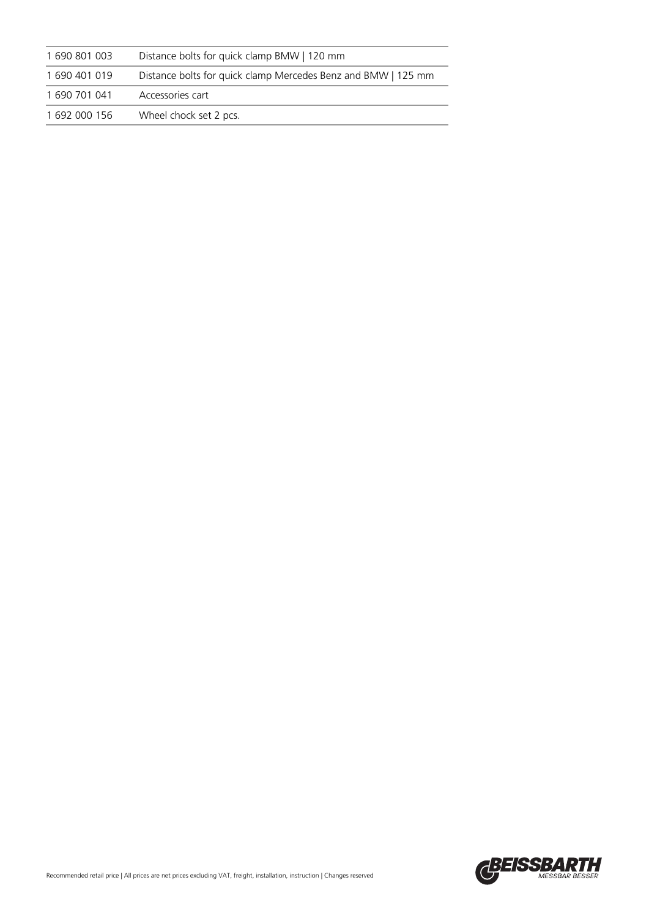| | |
|---|---|
| 1 690 801 003 | Distance bolts for quick clamp BMW \| 120 mm |
| 1 690 401 019 | Distance bolts for quick clamp Mercedes Benz and BMW \| 125 mm |
| 1 690 701 041 | Accessories cart |
| 1 692 000 156 | Wheel chock set 2 pcs. |

Recommended retail price | All prices are net prices excluding VAT, freight, installation, instruction | Changes reserved

BEISSBARTH
MESSBAR BESSER